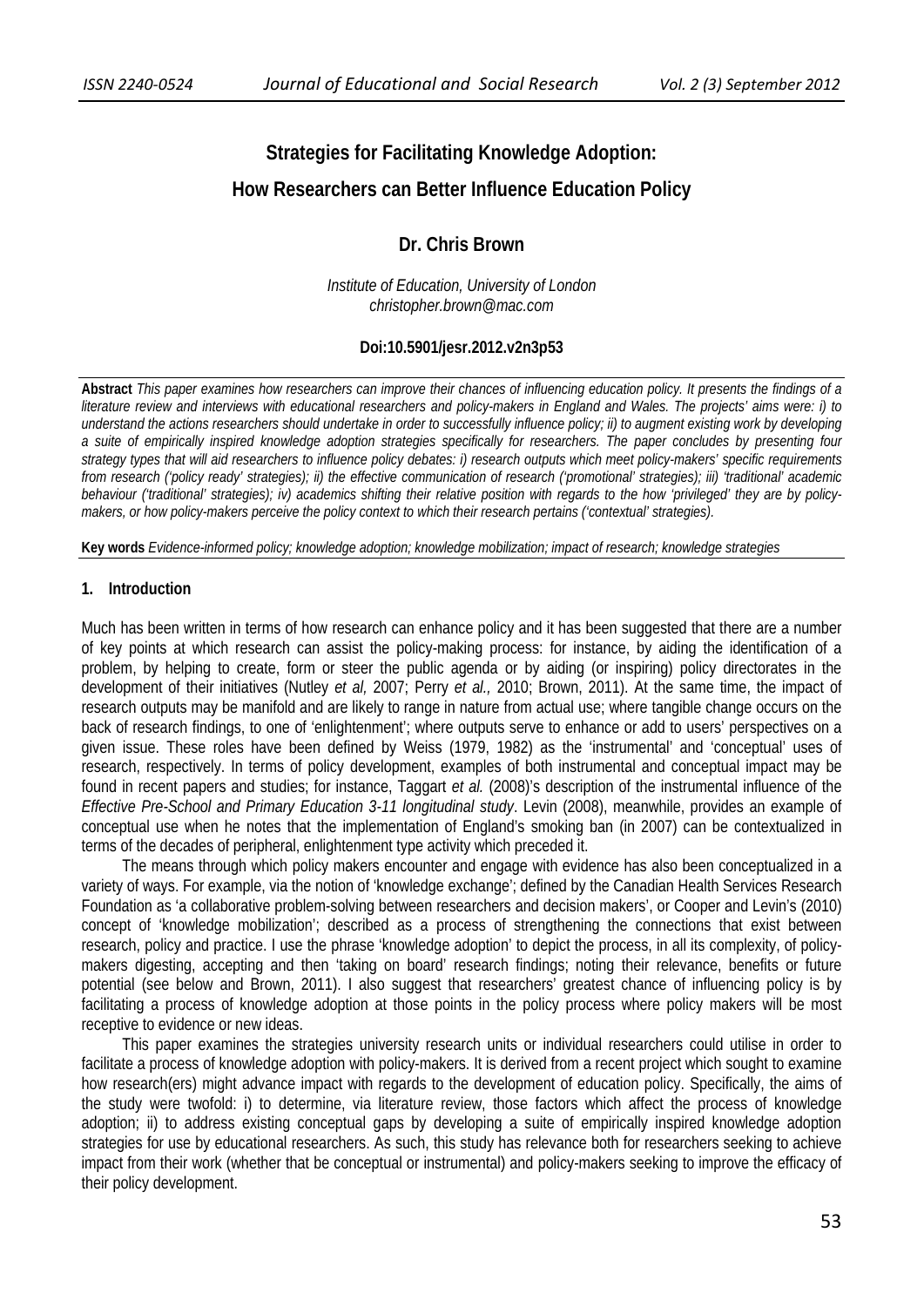# Strategies for Facilitating Knowledge Adoption:

# How Researchers can Better Influence Education Policy

### Dr. Chris Brown

*Institute of Education, University of London*
*christopher.brown@mac.com*

**Doi:10.5901/jesr.2012.v2n3p53**

**Abstract** *This paper examines how researchers can improve their chances of influencing education policy. It presents the findings of a literature review and interviews with educational researchers and policy-makers in England and Wales. The projects' aims were: i) to understand the actions researchers should undertake in order to successfully influence policy; ii) to augment existing work by developing a suite of empirically inspired knowledge adoption strategies specifically for researchers. The paper concludes by presenting four strategy types that will aid researchers to influence policy debates: i) research outputs which meet policy-makers' specific requirements from research ('policy ready' strategies); ii) the effective communication of research ('promotional' strategies); iii) 'traditional' academic behaviour ('traditional' strategies); iv) academics shifting their relative position with regards to the how 'privileged' they are by policy-makers, or how policy-makers perceive the policy context to which their research pertains ('contextual' strategies).*

**Key words** *Evidence-informed policy; knowledge adoption; knowledge mobilization; impact of research; knowledge strategies*

## 1. Introduction

Much has been written in terms of how research can enhance policy and it has been suggested that there are a number of key points at which research can assist the policy-making process: for instance, by aiding the identification of a problem, by helping to create, form or steer the public agenda or by aiding (or inspiring) policy directorates in the development of their initiatives (Nutley *et al,* 2007; Perry *et al.,* 2010; Brown, 2011). At the same time, the impact of research outputs may be manifold and are likely to range in nature from actual use; where tangible change occurs on the back of research findings, to one of 'enlightenment'; where outputs serve to enhance or add to users' perspectives on a given issue. These roles have been defined by Weiss (1979, 1982) as the 'instrumental' and 'conceptual' uses of research, respectively. In terms of policy development, examples of both instrumental and conceptual impact may be found in recent papers and studies; for instance, Taggart *et al.* (2008)'s description of the instrumental influence of the *Effective Pre-School and Primary Education 3-11 longitudinal study*. Levin (2008), meanwhile, provides an example of conceptual use when he notes that the implementation of England's smoking ban (in 2007) can be contextualized in terms of the decades of peripheral, enlightenment type activity which preceded it.

The means through which policy makers encounter and engage with evidence has also been conceptualized in a variety of ways. For example, via the notion of 'knowledge exchange'; defined by the Canadian Health Services Research Foundation as 'a collaborative problem-solving between researchers and decision makers', or Cooper and Levin's (2010) concept of 'knowledge mobilization'; described as a process of strengthening the connections that exist between research, policy and practice. I use the phrase 'knowledge adoption' to depict the process, in all its complexity, of policy-makers digesting, accepting and then 'taking on board' research findings; noting their relevance, benefits or future potential (see below and Brown, 2011). I also suggest that researchers' greatest chance of influencing policy is by facilitating a process of knowledge adoption at those points in the policy process where policy makers will be most receptive to evidence or new ideas.

This paper examines the strategies university research units or individual researchers could utilise in order to facilitate a process of knowledge adoption with policy-makers. It is derived from a recent project which sought to examine how research(ers) might advance impact with regards to the development of education policy. Specifically, the aims of the study were twofold: i) to determine, via literature review, those factors which affect the process of knowledge adoption; ii) to address existing conceptual gaps by developing a suite of empirically inspired knowledge adoption strategies for use by educational researchers. As such, this study has relevance both for researchers seeking to achieve impact from their work (whether that be conceptual or instrumental) and policy-makers seeking to improve the efficacy of their policy development.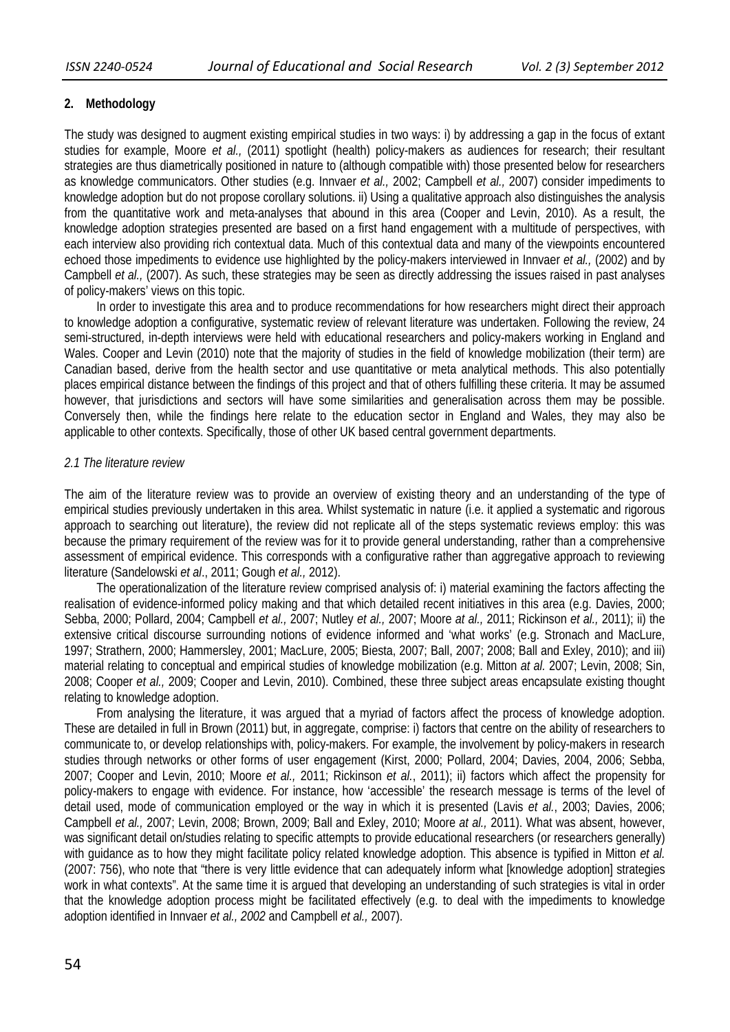## 2. Methodology

The study was designed to augment existing empirical studies in two ways: i) by addressing a gap in the focus of extant studies for example, Moore *et al.,* (2011) spotlight (health) policy-makers as audiences for research; their resultant strategies are thus diametrically positioned in nature to (although compatible with) those presented below for researchers as knowledge communicators. Other studies (e.g. Innvaer *et al.,* 2002; Campbell *et al.,* 2007) consider impediments to knowledge adoption but do not propose corollary solutions. ii) Using a qualitative approach also distinguishes the analysis from the quantitative work and meta-analyses that abound in this area (Cooper and Levin, 2010). As a result, the knowledge adoption strategies presented are based on a first hand engagement with a multitude of perspectives, with each interview also providing rich contextual data. Much of this contextual data and many of the viewpoints encountered echoed those impediments to evidence use highlighted by the policy-makers interviewed in Innvaer *et al.,* (2002) and by Campbell *et al.,* (2007). As such, these strategies may be seen as directly addressing the issues raised in past analyses of policy-makers' views on this topic.

In order to investigate this area and to produce recommendations for how researchers might direct their approach to knowledge adoption a configurative, systematic review of relevant literature was undertaken. Following the review, 24 semi-structured, in-depth interviews were held with educational researchers and policy-makers working in England and Wales. Cooper and Levin (2010) note that the majority of studies in the field of knowledge mobilization (their term) are Canadian based, derive from the health sector and use quantitative or meta analytical methods. This also potentially places empirical distance between the findings of this project and that of others fulfilling these criteria. It may be assumed however, that jurisdictions and sectors will have some similarities and generalisation across them may be possible. Conversely then, while the findings here relate to the education sector in England and Wales, they may also be applicable to other contexts. Specifically, those of other UK based central government departments.

### *2.1 The literature review*

The aim of the literature review was to provide an overview of existing theory and an understanding of the type of empirical studies previously undertaken in this area. Whilst systematic in nature (i.e. it applied a systematic and rigorous approach to searching out literature), the review did not replicate all of the steps systematic reviews employ: this was because the primary requirement of the review was for it to provide general understanding, rather than a comprehensive assessment of empirical evidence. This corresponds with a configurative rather than aggregative approach to reviewing literature (Sandelowski *et al*., 2011; Gough *et al.,* 2012).

The operationalization of the literature review comprised analysis of: i) material examining the factors affecting the realisation of evidence-informed policy making and that which detailed recent initiatives in this area (e.g. Davies, 2000; Sebba, 2000; Pollard, 2004; Campbell *et al.,* 2007; Nutley *et al.,* 2007; Moore *at al.,* 2011; Rickinson *et al.,* 2011); ii) the extensive critical discourse surrounding notions of evidence informed and 'what works' (e.g. Stronach and MacLure, 1997; Strathern, 2000; Hammersley, 2001; MacLure, 2005; Biesta, 2007; Ball, 2007; 2008; Ball and Exley, 2010); and iii) material relating to conceptual and empirical studies of knowledge mobilization (e.g. Mitton *at al.* 2007; Levin, 2008; Sin, 2008; Cooper *et al.,* 2009; Cooper and Levin, 2010). Combined, these three subject areas encapsulate existing thought relating to knowledge adoption.

From analysing the literature, it was argued that a myriad of factors affect the process of knowledge adoption. These are detailed in full in Brown (2011) but, in aggregate, comprise: i) factors that centre on the ability of researchers to communicate to, or develop relationships with, policy-makers. For example, the involvement by policy-makers in research studies through networks or other forms of user engagement (Kirst, 2000; Pollard, 2004; Davies, 2004, 2006; Sebba, 2007; Cooper and Levin, 2010; Moore *et al.,* 2011; Rickinson *et al.*, 2011); ii) factors which affect the propensity for policy-makers to engage with evidence. For instance, how 'accessible' the research message is terms of the level of detail used, mode of communication employed or the way in which it is presented (Lavis *et al.*, 2003; Davies, 2006; Campbell *et al.,* 2007; Levin, 2008; Brown, 2009; Ball and Exley, 2010; Moore *at al.,* 2011). What was absent, however, was significant detail on/studies relating to specific attempts to provide educational researchers (or researchers generally) with guidance as to how they might facilitate policy related knowledge adoption. This absence is typified in Mitton *et al.* (2007: 756), who note that "there is very little evidence that can adequately inform what [knowledge adoption] strategies work in what contexts". At the same time it is argued that developing an understanding of such strategies is vital in order that the knowledge adoption process might be facilitated effectively (e.g. to deal with the impediments to knowledge adoption identified in Innvaer *et al., 2002* and Campbell *et al.,* 2007).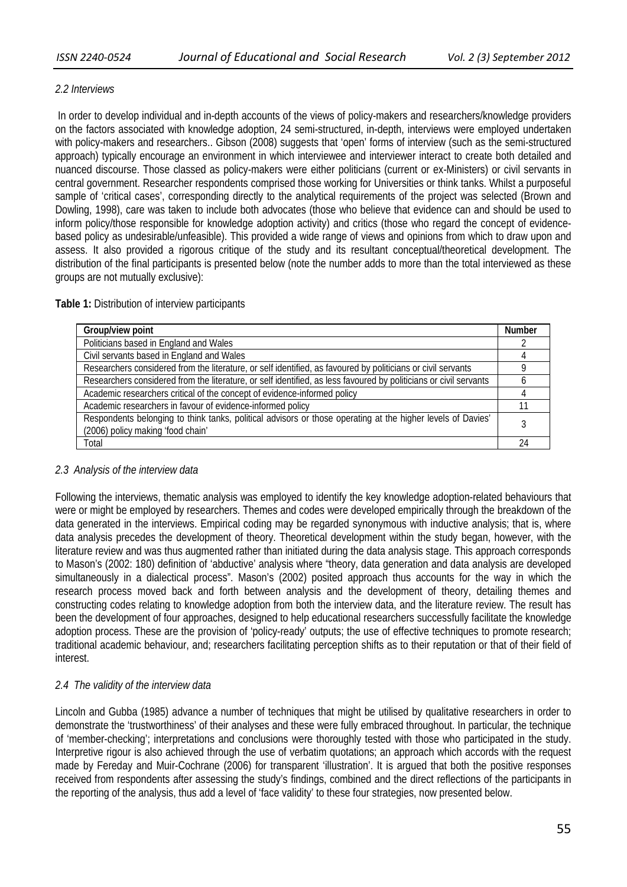*2.2 Interviews*

In order to develop individual and in-depth accounts of the views of policy-makers and researchers/knowledge providers on the factors associated with knowledge adoption, 24 semi-structured, in-depth, interviews were employed undertaken with policy-makers and researchers.. Gibson (2008) suggests that 'open' forms of interview (such as the semi-structured approach) typically encourage an environment in which interviewee and interviewer interact to create both detailed and nuanced discourse. Those classed as policy-makers were either politicians (current or ex-Ministers) or civil servants in central government. Researcher respondents comprised those working for Universities or think tanks. Whilst a purposeful sample of 'critical cases', corresponding directly to the analytical requirements of the project was selected (Brown and Dowling, 1998), care was taken to include both advocates (those who believe that evidence can and should be used to inform policy/those responsible for knowledge adoption activity) and critics (those who regard the concept of evidence-based policy as undesirable/unfeasible). This provided a wide range of views and opinions from which to draw upon and assess. It also provided a rigorous critique of the study and its resultant conceptual/theoretical development. The distribution of the final participants is presented below (note the number adds to more than the total interviewed as these groups are not mutually exclusive):

**Table 1:** Distribution of interview participants

| Group/view point | Number |
|---|---|
| Politicians based in England and Wales | 2 |
| Civil servants based in England and Wales | 4 |
| Researchers considered from the literature, or self identified, as favoured by politicians or civil servants | 9 |
| Researchers considered from the literature, or self identified, as less favoured by politicians or civil servants | 6 |
| Academic researchers critical of the concept of evidence-informed policy | 4 |
| Academic researchers in favour of evidence-informed policy | 11 |
| Respondents belonging to think tanks, political advisors or those operating at the higher levels of Davies' (2006) policy making 'food chain' | 3 |
| Total | 24 |

*2.3 Analysis of the interview data*

Following the interviews, thematic analysis was employed to identify the key knowledge adoption-related behaviours that were or might be employed by researchers. Themes and codes were developed empirically through the breakdown of the data generated in the interviews. Empirical coding may be regarded synonymous with inductive analysis; that is, where data analysis precedes the development of theory. Theoretical development within the study began, however, with the literature review and was thus augmented rather than initiated during the data analysis stage. This approach corresponds to Mason's (2002: 180) definition of 'abductive' analysis where "theory, data generation and data analysis are developed simultaneously in a dialectical process". Mason's (2002) posited approach thus accounts for the way in which the research process moved back and forth between analysis and the development of theory, detailing themes and constructing codes relating to knowledge adoption from both the interview data, and the literature review. The result has been the development of four approaches, designed to help educational researchers successfully facilitate the knowledge adoption process. These are the provision of 'policy-ready' outputs; the use of effective techniques to promote research; traditional academic behaviour, and; researchers facilitating perception shifts as to their reputation or that of their field of interest.

*2.4 The validity of the interview data*

Lincoln and Gubba (1985) advance a number of techniques that might be utilised by qualitative researchers in order to demonstrate the 'trustworthiness' of their analyses and these were fully embraced throughout. In particular, the technique of 'member-checking'; interpretations and conclusions were thoroughly tested with those who participated in the study. Interpretive rigour is also achieved through the use of verbatim quotations; an approach which accords with the request made by Fereday and Muir-Cochrane (2006) for transparent 'illustration'. It is argued that both the positive responses received from respondents after assessing the study's findings, combined and the direct reflections of the participants in the reporting of the analysis, thus add a level of 'face validity' to these four strategies, now presented below.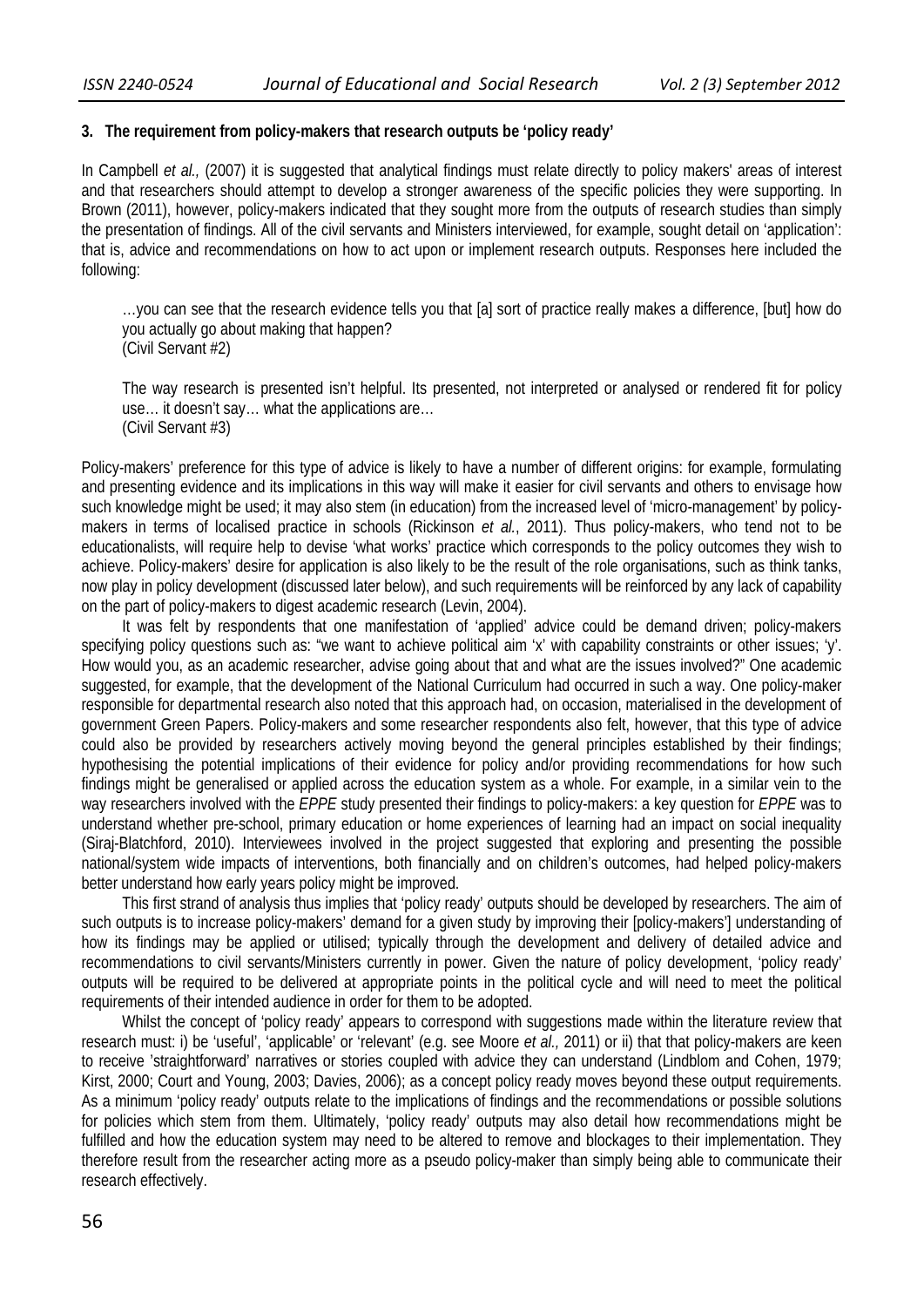## 3. The requirement from policy-makers that research outputs be 'policy ready'

In Campbell *et al.,* (2007) it is suggested that analytical findings must relate directly to policy makers' areas of interest and that researchers should attempt to develop a stronger awareness of the specific policies they were supporting. In Brown (2011), however, policy-makers indicated that they sought more from the outputs of research studies than simply the presentation of findings. All of the civil servants and Ministers interviewed, for example, sought detail on 'application': that is, advice and recommendations on how to act upon or implement research outputs. Responses here included the following:

> …you can see that the research evidence tells you that [a] sort of practice really makes a difference, [but] how do you actually go about making that happen?
> (Civil Servant #2)

> The way research is presented isn't helpful. Its presented, not interpreted or analysed or rendered fit for policy use… it doesn't say… what the applications are…
> (Civil Servant #3)

Policy-makers' preference for this type of advice is likely to have a number of different origins: for example, formulating and presenting evidence and its implications in this way will make it easier for civil servants and others to envisage how such knowledge might be used; it may also stem (in education) from the increased level of 'micro-management' by policy-makers in terms of localised practice in schools (Rickinson *et al.*, 2011). Thus policy-makers, who tend not to be educationalists, will require help to devise 'what works' practice which corresponds to the policy outcomes they wish to achieve. Policy-makers' desire for application is also likely to be the result of the role organisations, such as think tanks, now play in policy development (discussed later below), and such requirements will be reinforced by any lack of capability on the part of policy-makers to digest academic research (Levin, 2004).

It was felt by respondents that one manifestation of 'applied' advice could be demand driven; policy-makers specifying policy questions such as: "we want to achieve political aim 'x' with capability constraints or other issues; 'y'. How would you, as an academic researcher, advise going about that and what are the issues involved?" One academic suggested, for example, that the development of the National Curriculum had occurred in such a way. One policy-maker responsible for departmental research also noted that this approach had, on occasion, materialised in the development of government Green Papers. Policy-makers and some researcher respondents also felt, however, that this type of advice could also be provided by researchers actively moving beyond the general principles established by their findings; hypothesising the potential implications of their evidence for policy and/or providing recommendations for how such findings might be generalised or applied across the education system as a whole. For example, in a similar vein to the way researchers involved with the *EPPE* study presented their findings to policy-makers: a key question for *EPPE* was to understand whether pre-school, primary education or home experiences of learning had an impact on social inequality (Siraj-Blatchford, 2010). Interviewees involved in the project suggested that exploring and presenting the possible national/system wide impacts of interventions, both financially and on children's outcomes, had helped policy-makers better understand how early years policy might be improved.

This first strand of analysis thus implies that 'policy ready' outputs should be developed by researchers. The aim of such outputs is to increase policy-makers' demand for a given study by improving their [policy-makers'] understanding of how its findings may be applied or utilised; typically through the development and delivery of detailed advice and recommendations to civil servants/Ministers currently in power. Given the nature of policy development, 'policy ready' outputs will be required to be delivered at appropriate points in the political cycle and will need to meet the political requirements of their intended audience in order for them to be adopted.

Whilst the concept of 'policy ready' appears to correspond with suggestions made within the literature review that research must: i) be 'useful', 'applicable' or 'relevant' (e.g. see Moore *et al.,* 2011) or ii) that that policy-makers are keen to receive 'straightforward' narratives or stories coupled with advice they can understand (Lindblom and Cohen, 1979; Kirst, 2000; Court and Young, 2003; Davies, 2006); as a concept policy ready moves beyond these output requirements. As a minimum 'policy ready' outputs relate to the implications of findings and the recommendations or possible solutions for policies which stem from them. Ultimately, 'policy ready' outputs may also detail how recommendations might be fulfilled and how the education system may need to be altered to remove and blockages to their implementation. They therefore result from the researcher acting more as a pseudo policy-maker than simply being able to communicate their research effectively.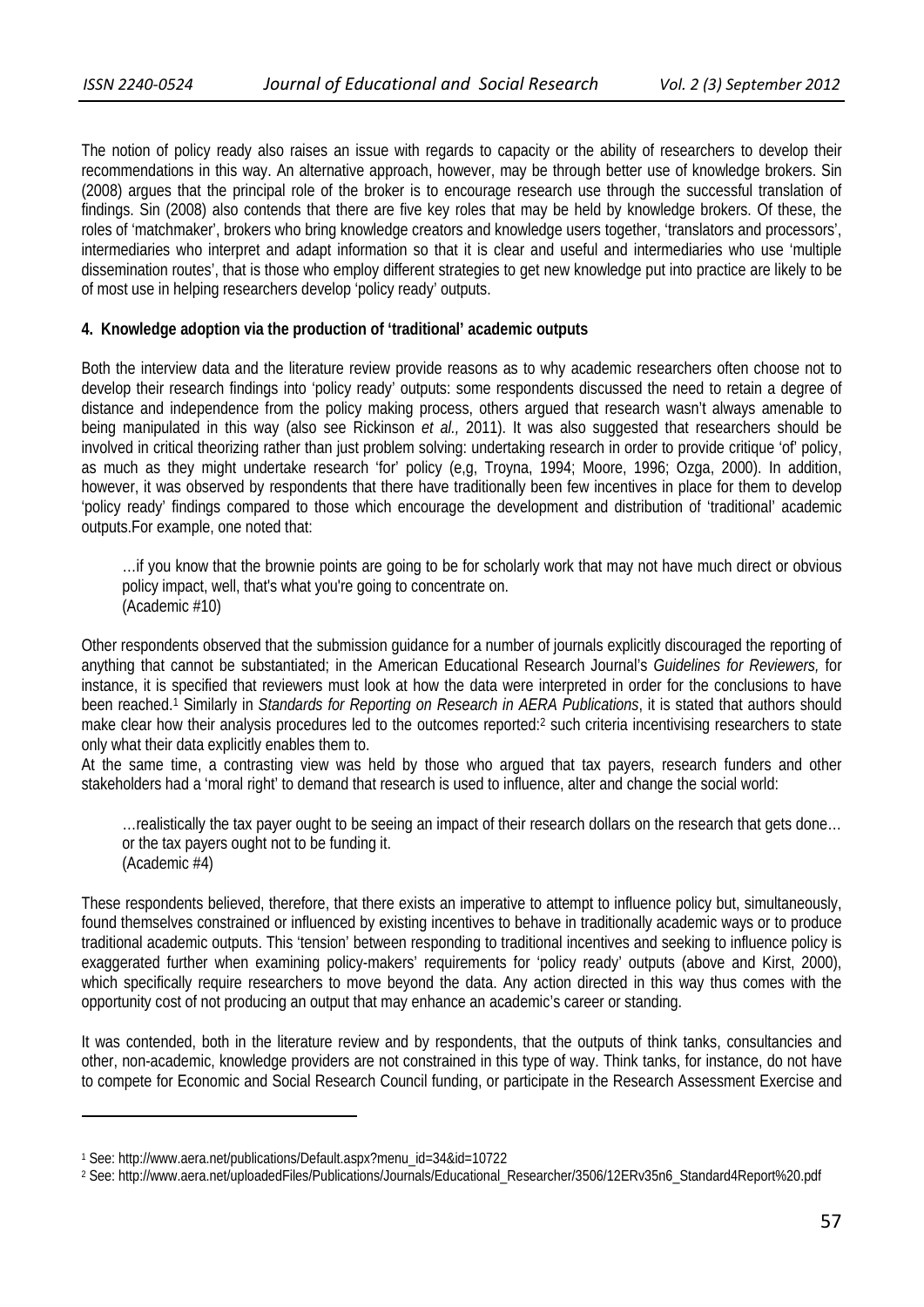The notion of policy ready also raises an issue with regards to capacity or the ability of researchers to develop their recommendations in this way. An alternative approach, however, may be through better use of knowledge brokers. Sin (2008) argues that the principal role of the broker is to encourage research use through the successful translation of findings. Sin (2008) also contends that there are five key roles that may be held by knowledge brokers. Of these, the roles of 'matchmaker', brokers who bring knowledge creators and knowledge users together, 'translators and processors', intermediaries who interpret and adapt information so that it is clear and useful and intermediaries who use 'multiple dissemination routes', that is those who employ different strategies to get new knowledge put into practice are likely to be of most use in helping researchers develop 'policy ready' outputs.

**4. Knowledge adoption via the production of 'traditional' academic outputs**

Both the interview data and the literature review provide reasons as to why academic researchers often choose not to develop their research findings into 'policy ready' outputs: some respondents discussed the need to retain a degree of distance and independence from the policy making process, others argued that research wasn't always amenable to being manipulated in this way (also see Rickinson *et al.,* 2011). It was also suggested that researchers should be involved in critical theorizing rather than just problem solving: undertaking research in order to provide critique 'of' policy, as much as they might undertake research 'for' policy (e,g, Troyna, 1994; Moore, 1996; Ozga, 2000). In addition, however, it was observed by respondents that there have traditionally been few incentives in place for them to develop 'policy ready' findings compared to those which encourage the development and distribution of 'traditional' academic outputs.For example, one noted that:

> …if you know that the brownie points are going to be for scholarly work that may not have much direct or obvious policy impact, well, that's what you're going to concentrate on.
> (Academic #10)

Other respondents observed that the submission guidance for a number of journals explicitly discouraged the reporting of anything that cannot be substantiated; in the American Educational Research Journal's *Guidelines for Reviewers,* for instance, it is specified that reviewers must look at how the data were interpreted in order for the conclusions to have been reached.[1] Similarly in *Standards for Reporting on Research in AERA Publications*, it is stated that authors should make clear how their analysis procedures led to the outcomes reported:[2] such criteria incentivising researchers to state only what their data explicitly enables them to.

At the same time, a contrasting view was held by those who argued that tax payers, research funders and other stakeholders had a 'moral right' to demand that research is used to influence, alter and change the social world:

> …realistically the tax payer ought to be seeing an impact of their research dollars on the research that gets done… or the tax payers ought not to be funding it.
> (Academic #4)

These respondents believed, therefore, that there exists an imperative to attempt to influence policy but, simultaneously, found themselves constrained or influenced by existing incentives to behave in traditionally academic ways or to produce traditional academic outputs. This 'tension' between responding to traditional incentives and seeking to influence policy is exaggerated further when examining policy-makers' requirements for 'policy ready' outputs (above and Kirst, 2000), which specifically require researchers to move beyond the data. Any action directed in this way thus comes with the opportunity cost of not producing an output that may enhance an academic's career or standing.

It was contended, both in the literature review and by respondents, that the outputs of think tanks, consultancies and other, non-academic, knowledge providers are not constrained in this type of way. Think tanks, for instance, do not have to compete for Economic and Social Research Council funding, or participate in the Research Assessment Exercise and

[1] See: http://www.aera.net/publications/Default.aspx?menu_id=34&id=10722

[2] See: http://www.aera.net/uploadedFiles/Publications/Journals/Educational_Researcher/3506/12ERv35n6_Standard4Report%20.pdf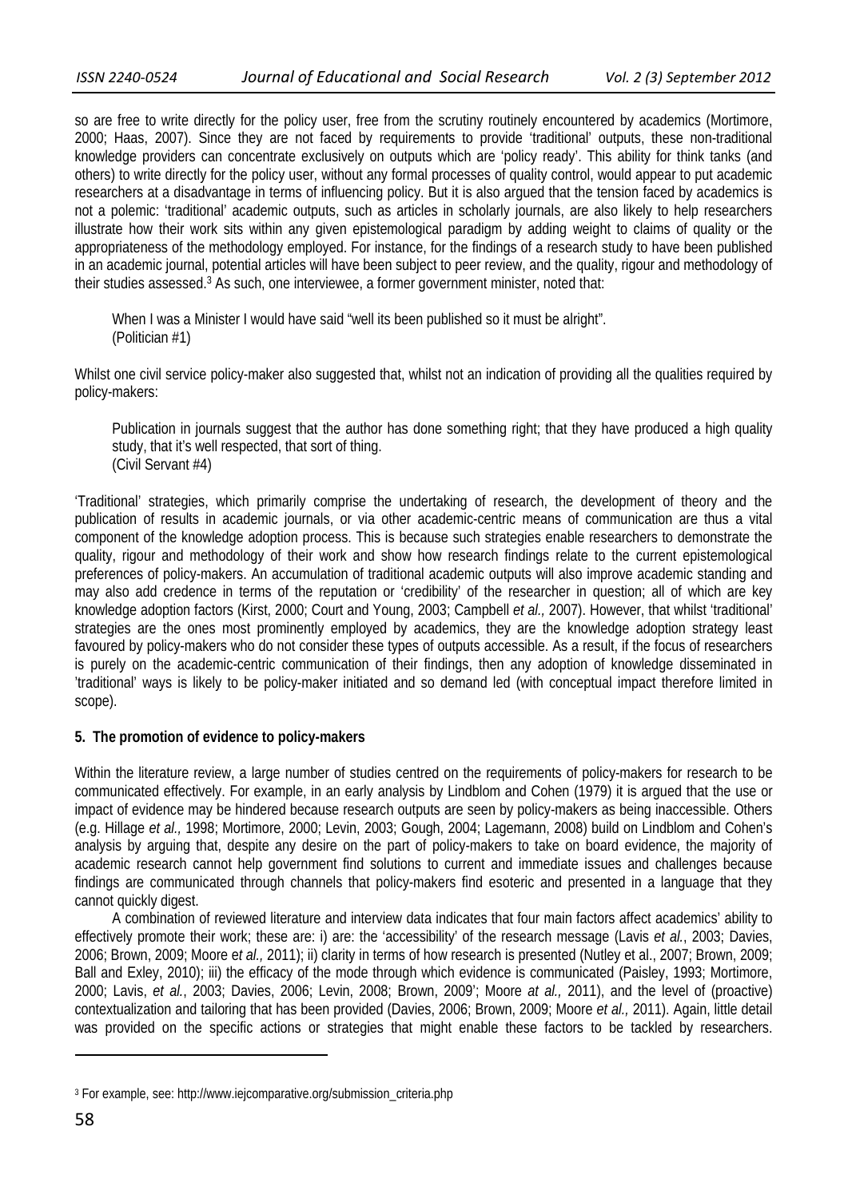so are free to write directly for the policy user, free from the scrutiny routinely encountered by academics (Mortimore, 2000; Haas, 2007). Since they are not faced by requirements to provide 'traditional' outputs, these non-traditional knowledge providers can concentrate exclusively on outputs which are 'policy ready'. This ability for think tanks (and others) to write directly for the policy user, without any formal processes of quality control, would appear to put academic researchers at a disadvantage in terms of influencing policy. But it is also argued that the tension faced by academics is not a polemic: 'traditional' academic outputs, such as articles in scholarly journals, are also likely to help researchers illustrate how their work sits within any given epistemological paradigm by adding weight to claims of quality or the appropriateness of the methodology employed. For instance, for the findings of a research study to have been published in an academic journal, potential articles will have been subject to peer review, and the quality, rigour and methodology of their studies assessed.[3] As such, one interviewee, a former government minister, noted that:

> When I was a Minister I would have said "well its been published so it must be alright".
> (Politician #1)

Whilst one civil service policy-maker also suggested that, whilst not an indication of providing all the qualities required by policy-makers:

> Publication in journals suggest that the author has done something right; that they have produced a high quality study, that it's well respected, that sort of thing.
> (Civil Servant #4)

'Traditional' strategies, which primarily comprise the undertaking of research, the development of theory and the publication of results in academic journals, or via other academic-centric means of communication are thus a vital component of the knowledge adoption process. This is because such strategies enable researchers to demonstrate the quality, rigour and methodology of their work and show how research findings relate to the current epistemological preferences of policy-makers. An accumulation of traditional academic outputs will also improve academic standing and may also add credence in terms of the reputation or 'credibility' of the researcher in question; all of which are key knowledge adoption factors (Kirst, 2000; Court and Young, 2003; Campbell *et al.,* 2007). However, that whilst 'traditional' strategies are the ones most prominently employed by academics, they are the knowledge adoption strategy least favoured by policy-makers who do not consider these types of outputs accessible. As a result, if the focus of researchers is purely on the academic-centric communication of their findings, then any adoption of knowledge disseminated in 'traditional' ways is likely to be policy-maker initiated and so demand led (with conceptual impact therefore limited in scope).

## 5. The promotion of evidence to policy-makers

Within the literature review, a large number of studies centred on the requirements of policy-makers for research to be communicated effectively. For example, in an early analysis by Lindblom and Cohen (1979) it is argued that the use or impact of evidence may be hindered because research outputs are seen by policy-makers as being inaccessible. Others (e.g. Hillage *et al.,* 1998; Mortimore, 2000; Levin, 2003; Gough, 2004; Lagemann, 2008) build on Lindblom and Cohen's analysis by arguing that, despite any desire on the part of policy-makers to take on board evidence, the majority of academic research cannot help government find solutions to current and immediate issues and challenges because findings are communicated through channels that policy-makers find esoteric and presented in a language that they cannot quickly digest.

A combination of reviewed literature and interview data indicates that four main factors affect academics' ability to effectively promote their work; these are: i) are: the 'accessibility' of the research message (Lavis *et al.*, 2003; Davies, 2006; Brown, 2009; Moore *et al.,* 2011); ii) clarity in terms of how research is presented (Nutley et al., 2007; Brown, 2009; Ball and Exley, 2010); iii) the efficacy of the mode through which evidence is communicated (Paisley, 1993; Mortimore, 2000; Lavis, *et al.*, 2003; Davies, 2006; Levin, 2008; Brown, 2009'; Moore *at al.,* 2011), and the level of (proactive) contextualization and tailoring that has been provided (Davies, 2006; Brown, 2009; Moore *et al.,* 2011). Again, little detail was provided on the specific actions or strategies that might enable these factors to be tackled by researchers.

[3] For example, see: http://www.iejcomparative.org/submission_criteria.php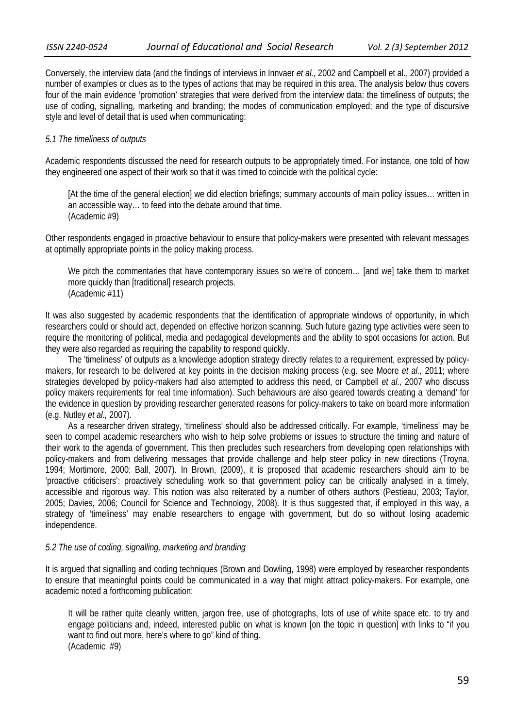Conversely, the interview data (and the findings of interviews in Innvaer *et al.,* 2002 and Campbell et al., 2007) provided a number of examples or clues as to the types of actions that may be required in this area. The analysis below thus covers four of the main evidence 'promotion' strategies that were derived from the interview data: the timeliness of outputs; the use of coding, signalling, marketing and branding; the modes of communication employed; and the type of discursive style and level of detail that is used when communicating:

### *5.1 The timeliness of outputs*

Academic respondents discussed the need for research outputs to be appropriately timed. For instance, one told of how they engineered one aspect of their work so that it was timed to coincide with the political cycle:

> [At the time of the general election] we did election briefings; summary accounts of main policy issues… written in an accessible way… to feed into the debate around that time.
> (Academic #9)

Other respondents engaged in proactive behaviour to ensure that policy-makers were presented with relevant messages at optimally appropriate points in the policy making process.

> We pitch the commentaries that have contemporary issues so we're of concern… [and we] take them to market more quickly than [traditional] research projects.
> (Academic #11)

It was also suggested by academic respondents that the identification of appropriate windows of opportunity, in which researchers could or should act, depended on effective horizon scanning. Such future gazing type activities were seen to require the monitoring of political, media and pedagogical developments and the ability to spot occasions for action. But they were also regarded as requiring the capability to respond quickly.

The 'timeliness' of outputs as a knowledge adoption strategy directly relates to a requirement, expressed by policy-makers, for research to be delivered at key points in the decision making process (e.g. see Moore *et al.,* 2011; where strategies developed by policy-makers had also attempted to address this need, or Campbell *et al.,* 2007 who discuss policy makers requirements for real time information). Such behaviours are also geared towards creating a 'demand' for the evidence in question by providing researcher generated reasons for policy-makers to take on board more information (e.g. Nutley *et al.,* 2007).

As a researcher driven strategy, 'timeliness' should also be addressed critically. For example, 'timeliness' may be seen to compel academic researchers who wish to help solve problems or issues to structure the timing and nature of their work to the agenda of government. This then precludes such researchers from developing open relationships with policy-makers and from delivering messages that provide challenge and help steer policy in new directions (Troyna, 1994; Mortimore, 2000; Ball, 2007). In Brown, (2009), it is proposed that academic researchers should aim to be 'proactive criticisers': proactively scheduling work so that government policy can be critically analysed in a timely, accessible and rigorous way. This notion was also reiterated by a number of others authors (Pestieau, 2003; Taylor, 2005; Davies, 2006; Council for Science and Technology, 2008). It is thus suggested that, if employed in this way, a strategy of 'timeliness' may enable researchers to engage with government, but do so without losing academic independence.

### *5.2 The use of coding, signalling, marketing and branding*

It is argued that signalling and coding techniques (Brown and Dowling, 1998) were employed by researcher respondents to ensure that meaningful points could be communicated in a way that might attract policy-makers. For example, one academic noted a forthcoming publication:

> It will be rather quite cleanly written, jargon free, use of photographs, lots of use of white space etc. to try and engage politicians and, indeed, interested public on what is known [on the topic in question] with links to "if you want to find out more, here's where to go" kind of thing.
> (Academic #9)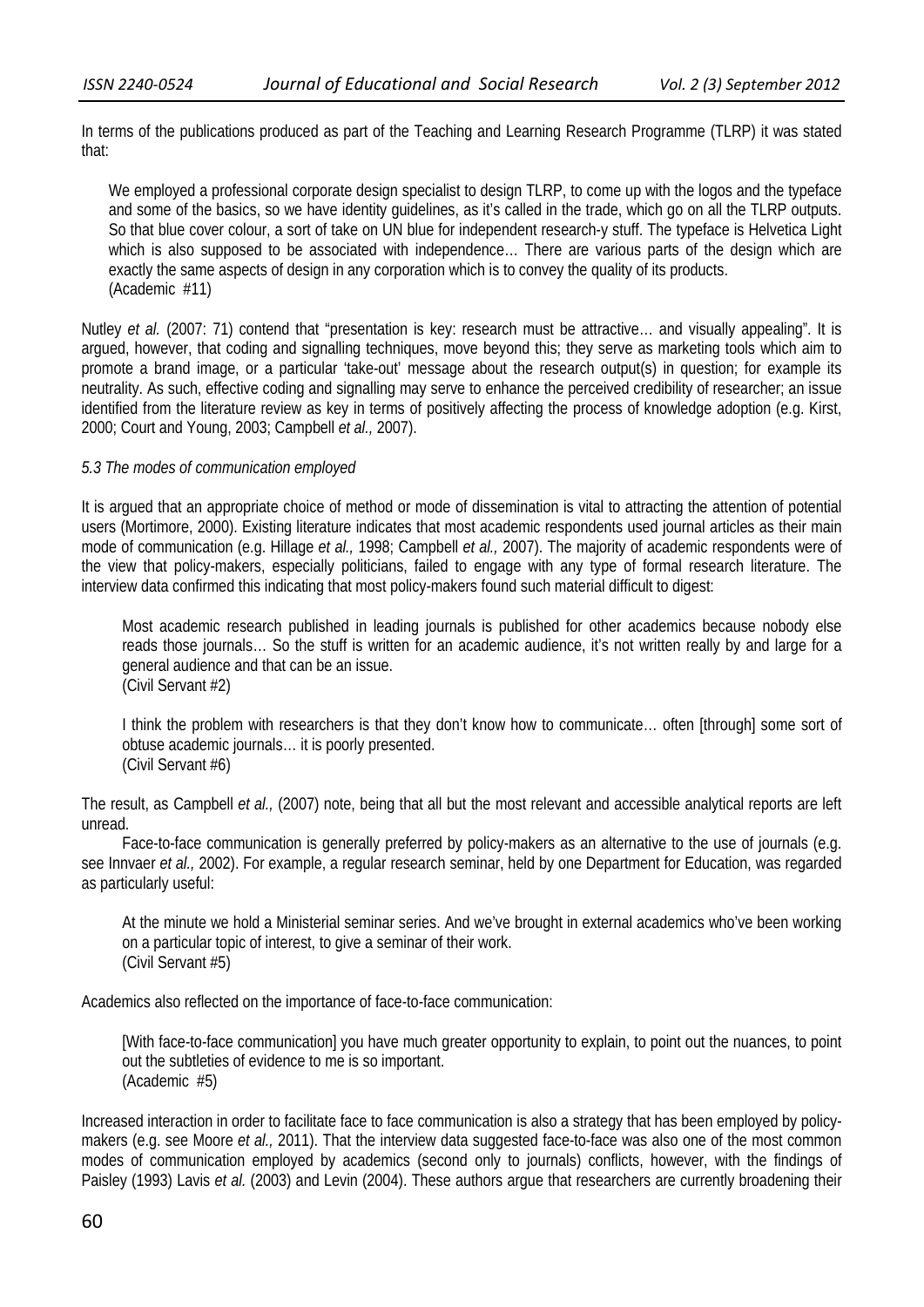In terms of the publications produced as part of the Teaching and Learning Research Programme (TLRP) it was stated that:

> We employed a professional corporate design specialist to design TLRP, to come up with the logos and the typeface and some of the basics, so we have identity guidelines, as it's called in the trade, which go on all the TLRP outputs. So that blue cover colour, a sort of take on UN blue for independent research-y stuff. The typeface is Helvetica Light which is also supposed to be associated with independence… There are various parts of the design which are exactly the same aspects of design in any corporation which is to convey the quality of its products.
> (Academic #11)

Nutley *et al.* (2007: 71) contend that "presentation is key: research must be attractive… and visually appealing". It is argued, however, that coding and signalling techniques, move beyond this; they serve as marketing tools which aim to promote a brand image, or a particular 'take-out' message about the research output(s) in question; for example its neutrality. As such, effective coding and signalling may serve to enhance the perceived credibility of researcher; an issue identified from the literature review as key in terms of positively affecting the process of knowledge adoption (e.g. Kirst, 2000; Court and Young, 2003; Campbell *et al.,* 2007).

*5.3 The modes of communication employed*

It is argued that an appropriate choice of method or mode of dissemination is vital to attracting the attention of potential users (Mortimore, 2000). Existing literature indicates that most academic respondents used journal articles as their main mode of communication (e.g. Hillage *et al.,* 1998; Campbell *et al.,* 2007). The majority of academic respondents were of the view that policy-makers, especially politicians, failed to engage with any type of formal research literature. The interview data confirmed this indicating that most policy-makers found such material difficult to digest:

> Most academic research published in leading journals is published for other academics because nobody else reads those journals… So the stuff is written for an academic audience, it's not written really by and large for a general audience and that can be an issue.
> (Civil Servant #2)

> I think the problem with researchers is that they don't know how to communicate… often [through] some sort of obtuse academic journals… it is poorly presented.
> (Civil Servant #6)

The result, as Campbell *et al.,* (2007) note, being that all but the most relevant and accessible analytical reports are left unread.

Face-to-face communication is generally preferred by policy-makers as an alternative to the use of journals (e.g. see Innvaer *et al.,* 2002). For example, a regular research seminar, held by one Department for Education, was regarded as particularly useful:

> At the minute we hold a Ministerial seminar series. And we've brought in external academics who've been working on a particular topic of interest, to give a seminar of their work.
> (Civil Servant #5)

Academics also reflected on the importance of face-to-face communication:

> [With face-to-face communication] you have much greater opportunity to explain, to point out the nuances, to point out the subtleties of evidence to me is so important.
> (Academic #5)

Increased interaction in order to facilitate face to face communication is also a strategy that has been employed by policy-makers (e.g. see Moore *et al.,* 2011). That the interview data suggested face-to-face was also one of the most common modes of communication employed by academics (second only to journals) conflicts, however, with the findings of Paisley (1993) Lavis *et al.* (2003) and Levin (2004). These authors argue that researchers are currently broadening their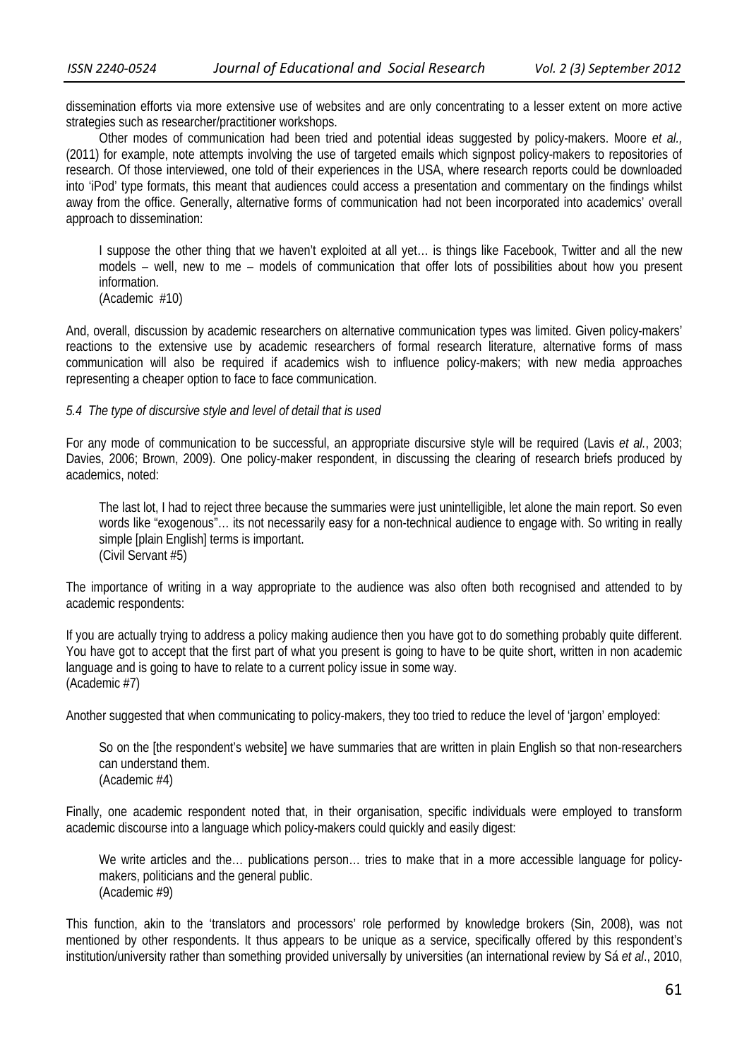dissemination efforts via more extensive use of websites and are only concentrating to a lesser extent on more active strategies such as researcher/practitioner workshops.

Other modes of communication had been tried and potential ideas suggested by policy-makers. Moore *et al.,* (2011) for example, note attempts involving the use of targeted emails which signpost policy-makers to repositories of research. Of those interviewed, one told of their experiences in the USA, where research reports could be downloaded into 'iPod' type formats, this meant that audiences could access a presentation and commentary on the findings whilst away from the office. Generally, alternative forms of communication had not been incorporated into academics' overall approach to dissemination:

> I suppose the other thing that we haven't exploited at all yet… is things like Facebook, Twitter and all the new models – well, new to me – models of communication that offer lots of possibilities about how you present information.
> (Academic #10)

And, overall, discussion by academic researchers on alternative communication types was limited. Given policy-makers' reactions to the extensive use by academic researchers of formal research literature, alternative forms of mass communication will also be required if academics wish to influence policy-makers; with new media approaches representing a cheaper option to face to face communication.

*5.4 The type of discursive style and level of detail that is used*

For any mode of communication to be successful, an appropriate discursive style will be required (Lavis *et al.*, 2003; Davies, 2006; Brown, 2009). One policy-maker respondent, in discussing the clearing of research briefs produced by academics, noted:

> The last lot, I had to reject three because the summaries were just unintelligible, let alone the main report. So even words like "exogenous"… its not necessarily easy for a non-technical audience to engage with. So writing in really simple [plain English] terms is important.
> (Civil Servant #5)

The importance of writing in a way appropriate to the audience was also often both recognised and attended to by academic respondents:

If you are actually trying to address a policy making audience then you have got to do something probably quite different. You have got to accept that the first part of what you present is going to have to be quite short, written in non academic language and is going to have to relate to a current policy issue in some way.
(Academic #7)

Another suggested that when communicating to policy-makers, they too tried to reduce the level of 'jargon' employed:

> So on the [the respondent's website] we have summaries that are written in plain English so that non-researchers can understand them.
> (Academic #4)

Finally, one academic respondent noted that, in their organisation, specific individuals were employed to transform academic discourse into a language which policy-makers could quickly and easily digest:

> We write articles and the… publications person… tries to make that in a more accessible language for policy-makers, politicians and the general public.
> (Academic #9)

This function, akin to the 'translators and processors' role performed by knowledge brokers (Sin, 2008), was not mentioned by other respondents. It thus appears to be unique as a service, specifically offered by this respondent's institution/university rather than something provided universally by universities (an international review by Sá *et al*., 2010,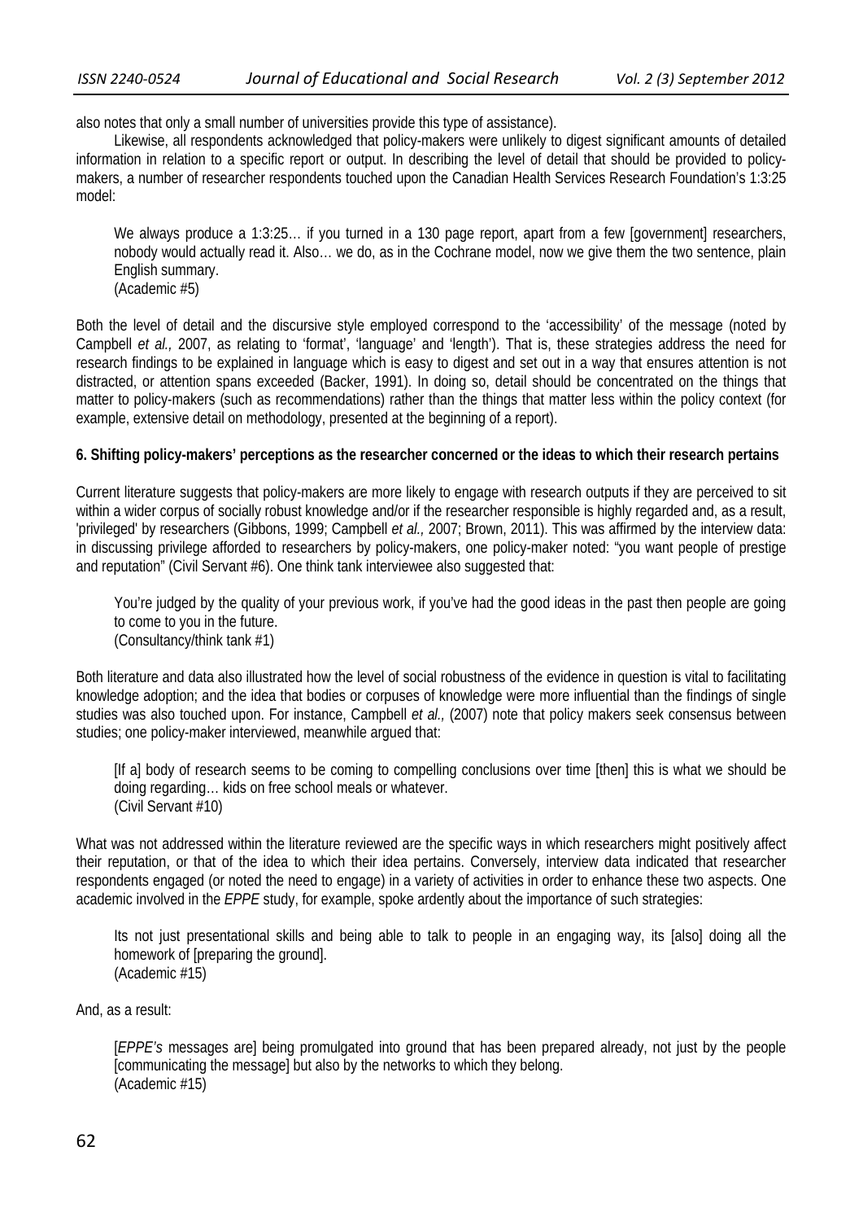also notes that only a small number of universities provide this type of assistance).

Likewise, all respondents acknowledged that policy-makers were unlikely to digest significant amounts of detailed information in relation to a specific report or output. In describing the level of detail that should be provided to policy-makers, a number of researcher respondents touched upon the Canadian Health Services Research Foundation's 1:3:25 model:

> We always produce a 1:3:25… if you turned in a 130 page report, apart from a few [government] researchers, nobody would actually read it. Also… we do, as in the Cochrane model, now we give them the two sentence, plain English summary.
> (Academic #5)

Both the level of detail and the discursive style employed correspond to the 'accessibility' of the message (noted by Campbell *et al.,* 2007, as relating to 'format', 'language' and 'length'). That is, these strategies address the need for research findings to be explained in language which is easy to digest and set out in a way that ensures attention is not distracted, or attention spans exceeded (Backer, 1991). In doing so, detail should be concentrated on the things that matter to policy-makers (such as recommendations) rather than the things that matter less within the policy context (for example, extensive detail on methodology, presented at the beginning of a report).

**6. Shifting policy-makers' perceptions as the researcher concerned or the ideas to which their research pertains**

Current literature suggests that policy-makers are more likely to engage with research outputs if they are perceived to sit within a wider corpus of socially robust knowledge and/or if the researcher responsible is highly regarded and, as a result, 'privileged' by researchers (Gibbons, 1999; Campbell *et al.,* 2007; Brown, 2011). This was affirmed by the interview data: in discussing privilege afforded to researchers by policy-makers, one policy-maker noted: "you want people of prestige and reputation" (Civil Servant #6). One think tank interviewee also suggested that:

> You're judged by the quality of your previous work, if you've had the good ideas in the past then people are going to come to you in the future.
> (Consultancy/think tank #1)

Both literature and data also illustrated how the level of social robustness of the evidence in question is vital to facilitating knowledge adoption; and the idea that bodies or corpuses of knowledge were more influential than the findings of single studies was also touched upon. For instance, Campbell *et al.,* (2007) note that policy makers seek consensus between studies; one policy-maker interviewed, meanwhile argued that:

> [If a] body of research seems to be coming to compelling conclusions over time [then] this is what we should be doing regarding… kids on free school meals or whatever.
> (Civil Servant #10)

What was not addressed within the literature reviewed are the specific ways in which researchers might positively affect their reputation, or that of the idea to which their idea pertains. Conversely, interview data indicated that researcher respondents engaged (or noted the need to engage) in a variety of activities in order to enhance these two aspects. One academic involved in the *EPPE* study, for example, spoke ardently about the importance of such strategies:

> Its not just presentational skills and being able to talk to people in an engaging way, its [also] doing all the homework of [preparing the ground].
> (Academic #15)

And, as a result:

> [*EPPE's* messages are] being promulgated into ground that has been prepared already, not just by the people [communicating the message] but also by the networks to which they belong.
> (Academic #15)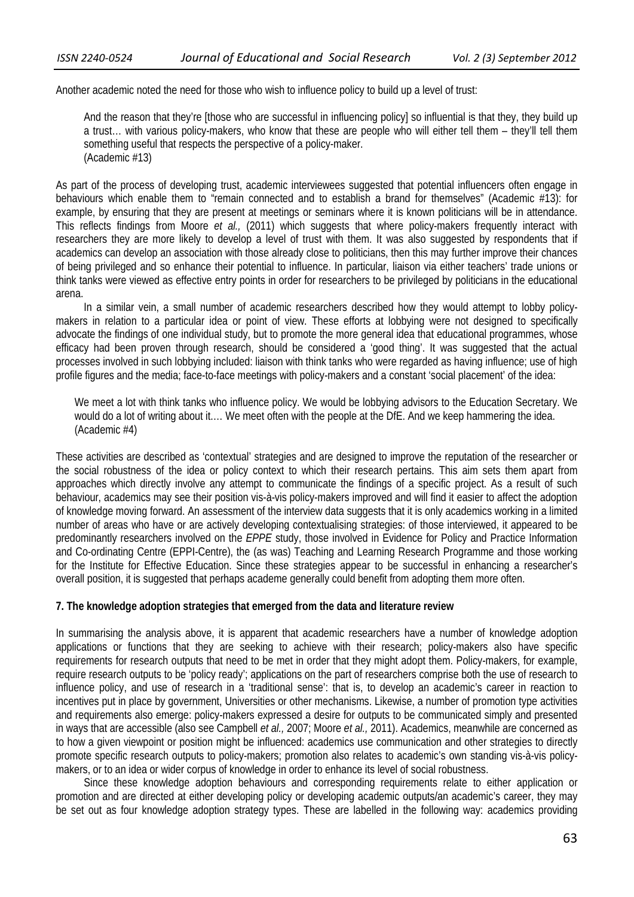Another academic noted the need for those who wish to influence policy to build up a level of trust:

> And the reason that they're [those who are successful in influencing policy] so influential is that they, they build up a trust… with various policy-makers, who know that these are people who will either tell them – they'll tell them something useful that respects the perspective of a policy-maker.
> (Academic #13)

As part of the process of developing trust, academic interviewees suggested that potential influencers often engage in behaviours which enable them to "remain connected and to establish a brand for themselves" (Academic #13): for example, by ensuring that they are present at meetings or seminars where it is known politicians will be in attendance. This reflects findings from Moore *et al.,* (2011) which suggests that where policy-makers frequently interact with researchers they are more likely to develop a level of trust with them. It was also suggested by respondents that if academics can develop an association with those already close to politicians, then this may further improve their chances of being privileged and so enhance their potential to influence. In particular, liaison via either teachers' trade unions or think tanks were viewed as effective entry points in order for researchers to be privileged by politicians in the educational arena.

In a similar vein, a small number of academic researchers described how they would attempt to lobby policy-makers in relation to a particular idea or point of view. These efforts at lobbying were not designed to specifically advocate the findings of one individual study, but to promote the more general idea that educational programmes, whose efficacy had been proven through research, should be considered a 'good thing'. It was suggested that the actual processes involved in such lobbying included: liaison with think tanks who were regarded as having influence; use of high profile figures and the media; face-to-face meetings with policy-makers and a constant 'social placement' of the idea:

> We meet a lot with think tanks who influence policy. We would be lobbying advisors to the Education Secretary. We would do a lot of writing about it.… We meet often with the people at the DfE. And we keep hammering the idea.
> (Academic #4)

These activities are described as 'contextual' strategies and are designed to improve the reputation of the researcher or the social robustness of the idea or policy context to which their research pertains. This aim sets them apart from approaches which directly involve any attempt to communicate the findings of a specific project. As a result of such behaviour, academics may see their position vis-à-vis policy-makers improved and will find it easier to affect the adoption of knowledge moving forward. An assessment of the interview data suggests that it is only academics working in a limited number of areas who have or are actively developing contextualising strategies: of those interviewed, it appeared to be predominantly researchers involved on the *EPPE* study, those involved in Evidence for Policy and Practice Information and Co-ordinating Centre (EPPI-Centre), the (as was) Teaching and Learning Research Programme and those working for the Institute for Effective Education. Since these strategies appear to be successful in enhancing a researcher's overall position, it is suggested that perhaps academe generally could benefit from adopting them more often.

## 7. The knowledge adoption strategies that emerged from the data and literature review

In summarising the analysis above, it is apparent that academic researchers have a number of knowledge adoption applications or functions that they are seeking to achieve with their research; policy-makers also have specific requirements for research outputs that need to be met in order that they might adopt them. Policy-makers, for example, require research outputs to be 'policy ready'; applications on the part of researchers comprise both the use of research to influence policy, and use of research in a 'traditional sense': that is, to develop an academic's career in reaction to incentives put in place by government, Universities or other mechanisms. Likewise, a number of promotion type activities and requirements also emerge: policy-makers expressed a desire for outputs to be communicated simply and presented in ways that are accessible (also see Campbell *et al.,* 2007; Moore *et al.,* 2011). Academics, meanwhile are concerned as to how a given viewpoint or position might be influenced: academics use communication and other strategies to directly promote specific research outputs to policy-makers; promotion also relates to academic's own standing vis-à-vis policy-makers, or to an idea or wider corpus of knowledge in order to enhance its level of social robustness.

Since these knowledge adoption behaviours and corresponding requirements relate to either application or promotion and are directed at either developing policy or developing academic outputs/an academic's career, they may be set out as four knowledge adoption strategy types. These are labelled in the following way: academics providing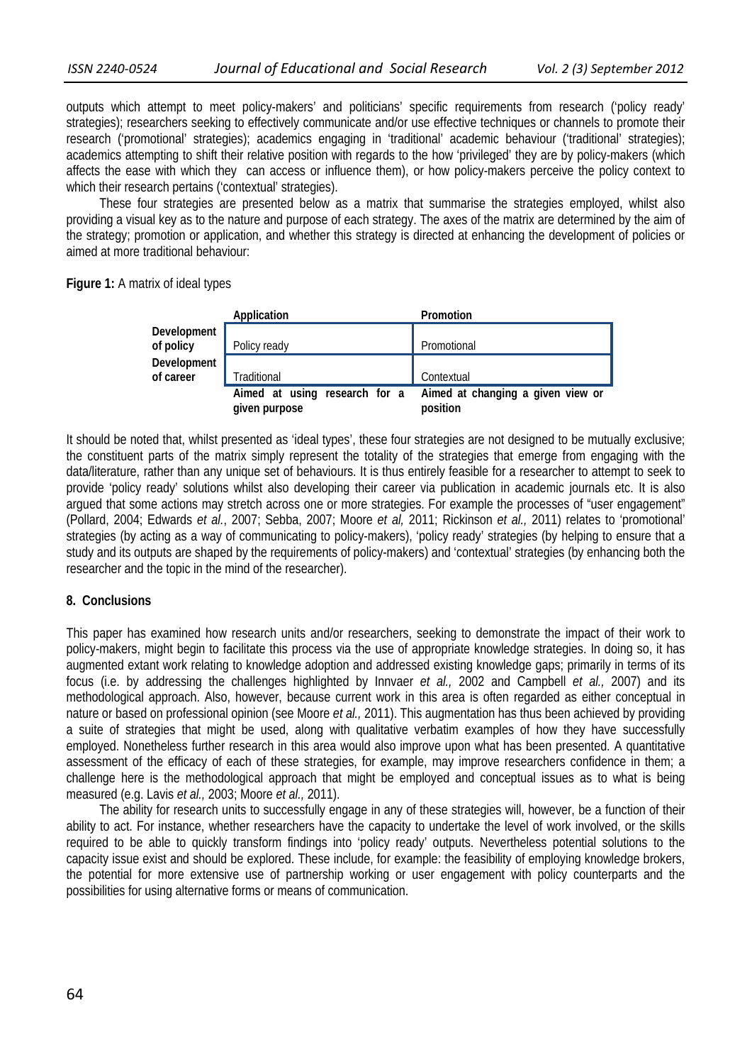outputs which attempt to meet policy-makers' and politicians' specific requirements from research ('policy ready' strategies); researchers seeking to effectively communicate and/or use effective techniques or channels to promote their research ('promotional' strategies); academics engaging in 'traditional' academic behaviour ('traditional' strategies); academics attempting to shift their relative position with regards to the how 'privileged' they are by policy-makers (which affects the ease with which they can access or influence them), or how policy-makers perceive the policy context to which their research pertains ('contextual' strategies).

These four strategies are presented below as a matrix that summarise the strategies employed, whilst also providing a visual key as to the nature and purpose of each strategy. The axes of the matrix are determined by the aim of the strategy; promotion or application, and whether this strategy is directed at enhancing the development of policies or aimed at more traditional behaviour:

**Figure 1:** A matrix of ideal types

| | **Application** | **Promotion** |
|---|---|---|
| **Development of policy** | Policy ready | Promotional |
| **Development of career** | Traditional | Contextual |
| | **Aimed at using research for a given purpose** | **Aimed at changing a given view or position** |

It should be noted that, whilst presented as 'ideal types', these four strategies are not designed to be mutually exclusive; the constituent parts of the matrix simply represent the totality of the strategies that emerge from engaging with the data/literature, rather than any unique set of behaviours. It is thus entirely feasible for a researcher to attempt to seek to provide 'policy ready' solutions whilst also developing their career via publication in academic journals etc. It is also argued that some actions may stretch across one or more strategies. For example the processes of "user engagement" (Pollard, 2004; Edwards *et al.*, 2007; Sebba, 2007; Moore *et al,* 2011; Rickinson *et al.,* 2011) relates to 'promotional' strategies (by acting as a way of communicating to policy-makers), 'policy ready' strategies (by helping to ensure that a study and its outputs are shaped by the requirements of policy-makers) and 'contextual' strategies (by enhancing both the researcher and the topic in the mind of the researcher).

## 8. Conclusions

This paper has examined how research units and/or researchers, seeking to demonstrate the impact of their work to policy-makers, might begin to facilitate this process via the use of appropriate knowledge strategies. In doing so, it has augmented extant work relating to knowledge adoption and addressed existing knowledge gaps; primarily in terms of its focus (i.e. by addressing the challenges highlighted by Innvaer *et al.,* 2002 and Campbell *et al.,* 2007) and its methodological approach. Also, however, because current work in this area is often regarded as either conceptual in nature or based on professional opinion (see Moore *et al.,* 2011). This augmentation has thus been achieved by providing a suite of strategies that might be used, along with qualitative verbatim examples of how they have successfully employed. Nonetheless further research in this area would also improve upon what has been presented. A quantitative assessment of the efficacy of each of these strategies, for example, may improve researchers confidence in them; a challenge here is the methodological approach that might be employed and conceptual issues as to what is being measured (e.g. Lavis *et al.,* 2003; Moore *et al.,* 2011).

The ability for research units to successfully engage in any of these strategies will, however, be a function of their ability to act. For instance, whether researchers have the capacity to undertake the level of work involved, or the skills required to be able to quickly transform findings into 'policy ready' outputs. Nevertheless potential solutions to the capacity issue exist and should be explored. These include, for example: the feasibility of employing knowledge brokers, the potential for more extensive use of partnership working or user engagement with policy counterparts and the possibilities for using alternative forms or means of communication.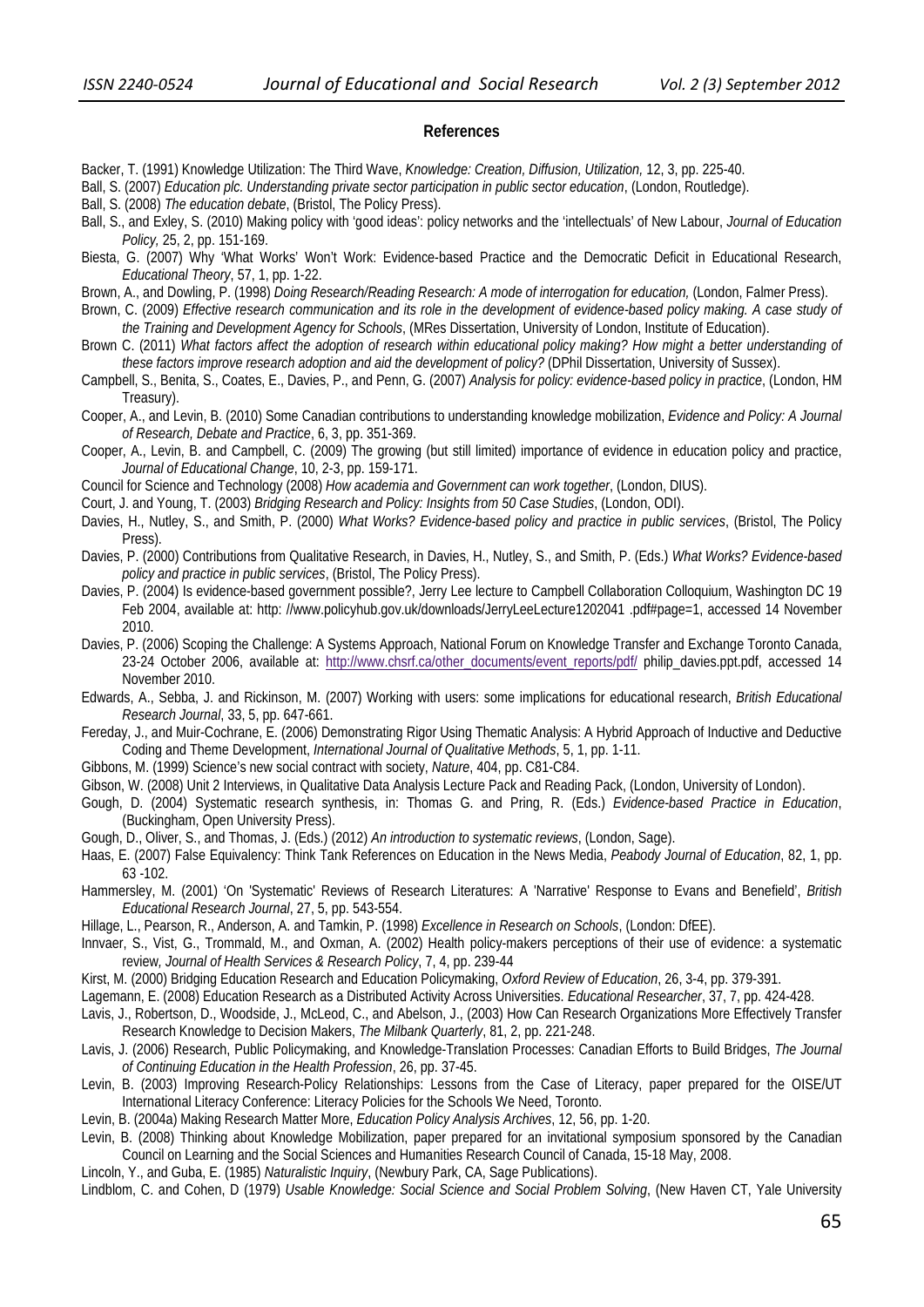## References

Backer, T. (1991) Knowledge Utilization: The Third Wave, *Knowledge: Creation, Diffusion, Utilization*, 12, 3, pp. 225-40.

Ball, S. (2007) *Education plc. Understanding private sector participation in public sector education*, (London, Routledge).

Ball, S. (2008) *The education debate*, (Bristol, The Policy Press).

Ball, S., and Exley, S. (2010) Making policy with 'good ideas': policy networks and the 'intellectuals' of New Labour, *Journal of Education Policy*, 25, 2, pp. 151-169.

Biesta, G. (2007) Why 'What Works' Won't Work: Evidence-based Practice and the Democratic Deficit in Educational Research, *Educational Theory*, 57, 1, pp. 1-22.

Brown, A., and Dowling, P. (1998) *Doing Research/Reading Research: A mode of interrogation for education*, (London, Falmer Press).

Brown, C. (2009) *Effective research communication and its role in the development of evidence-based policy making. A case study of the Training and Development Agency for Schools*, (MRes Dissertation, University of London, Institute of Education).

Brown C. (2011) *What factors affect the adoption of research within educational policy making? How might a better understanding of these factors improve research adoption and aid the development of policy?* (DPhil Dissertation, University of Sussex).

Campbell, S., Benita, S., Coates, E., Davies, P., and Penn, G. (2007) *Analysis for policy: evidence-based policy in practice*, (London, HM Treasury).

Cooper, A., and Levin, B. (2010) Some Canadian contributions to understanding knowledge mobilization, *Evidence and Policy: A Journal of Research, Debate and Practice*, 6, 3, pp. 351-369.

Cooper, A., Levin, B. and Campbell, C. (2009) The growing (but still limited) importance of evidence in education policy and practice, *Journal of Educational Change*, 10, 2-3, pp. 159-171.

Council for Science and Technology (2008) *How academia and Government can work together*, (London, DIUS).

Court, J. and Young, T. (2003) *Bridging Research and Policy: Insights from 50 Case Studies*, (London, ODI).

Davies, H., Nutley, S., and Smith, P. (2000) *What Works? Evidence-based policy and practice in public services*, (Bristol, The Policy Press).

Davies, P. (2000) Contributions from Qualitative Research, in Davies, H., Nutley, S., and Smith, P. (Eds.) *What Works? Evidence-based policy and practice in public services*, (Bristol, The Policy Press).

Davies, P. (2004) Is evidence-based government possible?, Jerry Lee lecture to Campbell Collaboration Colloquium, Washington DC 19 Feb 2004, available at: http: //www.policyhub.gov.uk/downloads/JerryLeeLecture1202041 .pdf#page=1, accessed 14 November 2010.

Davies, P. (2006) Scoping the Challenge: A Systems Approach, National Forum on Knowledge Transfer and Exchange Toronto Canada, 23-24 October 2006, available at: http://www.chsrf.ca/other_documents/event_reports/pdf/ philip_davies.ppt.pdf, accessed 14 November 2010.

Edwards, A., Sebba, J. and Rickinson, M. (2007) Working with users: some implications for educational research, *British Educational Research Journal*, 33, 5, pp. 647-661.

Fereday, J., and Muir-Cochrane, E. (2006) Demonstrating Rigor Using Thematic Analysis: A Hybrid Approach of Inductive and Deductive Coding and Theme Development, *International Journal of Qualitative Methods*, 5, 1, pp. 1-11.

Gibbons, M. (1999) Science's new social contract with society, *Nature*, 404, pp. C81-C84.

Gibson, W. (2008) Unit 2 Interviews, in Qualitative Data Analysis Lecture Pack and Reading Pack, (London, University of London).

Gough, D. (2004) Systematic research synthesis, in: Thomas G. and Pring, R. (Eds.) *Evidence-based Practice in Education*, (Buckingham, Open University Press).

Gough, D., Oliver, S., and Thomas, J. (Eds.) (2012) *An introduction to systematic reviews*, (London, Sage).

Haas, E. (2007) False Equivalency: Think Tank References on Education in the News Media, *Peabody Journal of Education*, 82, 1, pp. 63 -102.

Hammersley, M. (2001) 'On 'Systematic' Reviews of Research Literatures: A 'Narrative' Response to Evans and Benefield', *British Educational Research Journal*, 27, 5, pp. 543-554.

Hillage, L., Pearson, R., Anderson, A. and Tamkin, P. (1998) *Excellence in Research on Schools*, (London: DfEE).

Innvaer, S., Vist, G., Trommald, M., and Oxman, A. (2002) Health policy-makers perceptions of their use of evidence: a systematic review, *Journal of Health Services & Research Policy*, 7, 4, pp. 239-44

Kirst, M. (2000) Bridging Education Research and Education Policymaking, *Oxford Review of Education*, 26, 3-4, pp. 379-391.

Lagemann, E. (2008) Education Research as a Distributed Activity Across Universities. *Educational Researcher*, 37, 7, pp. 424-428.

Lavis, J., Robertson, D., Woodside, J., McLeod, C., and Abelson, J., (2003) How Can Research Organizations More Effectively Transfer Research Knowledge to Decision Makers, *The Milbank Quarterly*, 81, 2, pp. 221-248.

Lavis, J. (2006) Research, Public Policymaking, and Knowledge-Translation Processes: Canadian Efforts to Build Bridges, *The Journal of Continuing Education in the Health Profession*, 26, pp. 37-45.

Levin, B. (2003) Improving Research-Policy Relationships: Lessons from the Case of Literacy, paper prepared for the OISE/UT International Literacy Conference: Literacy Policies for the Schools We Need, Toronto.

Levin, B. (2004a) Making Research Matter More, *Education Policy Analysis Archives*, 12, 56, pp. 1-20.

Levin, B. (2008) Thinking about Knowledge Mobilization, paper prepared for an invitational symposium sponsored by the Canadian Council on Learning and the Social Sciences and Humanities Research Council of Canada, 15-18 May, 2008.

Lincoln, Y., and Guba, E. (1985) *Naturalistic Inquiry*, (Newbury Park, CA, Sage Publications).

Lindblom, C. and Cohen, D (1979) *Usable Knowledge: Social Science and Social Problem Solving*, (New Haven CT, Yale University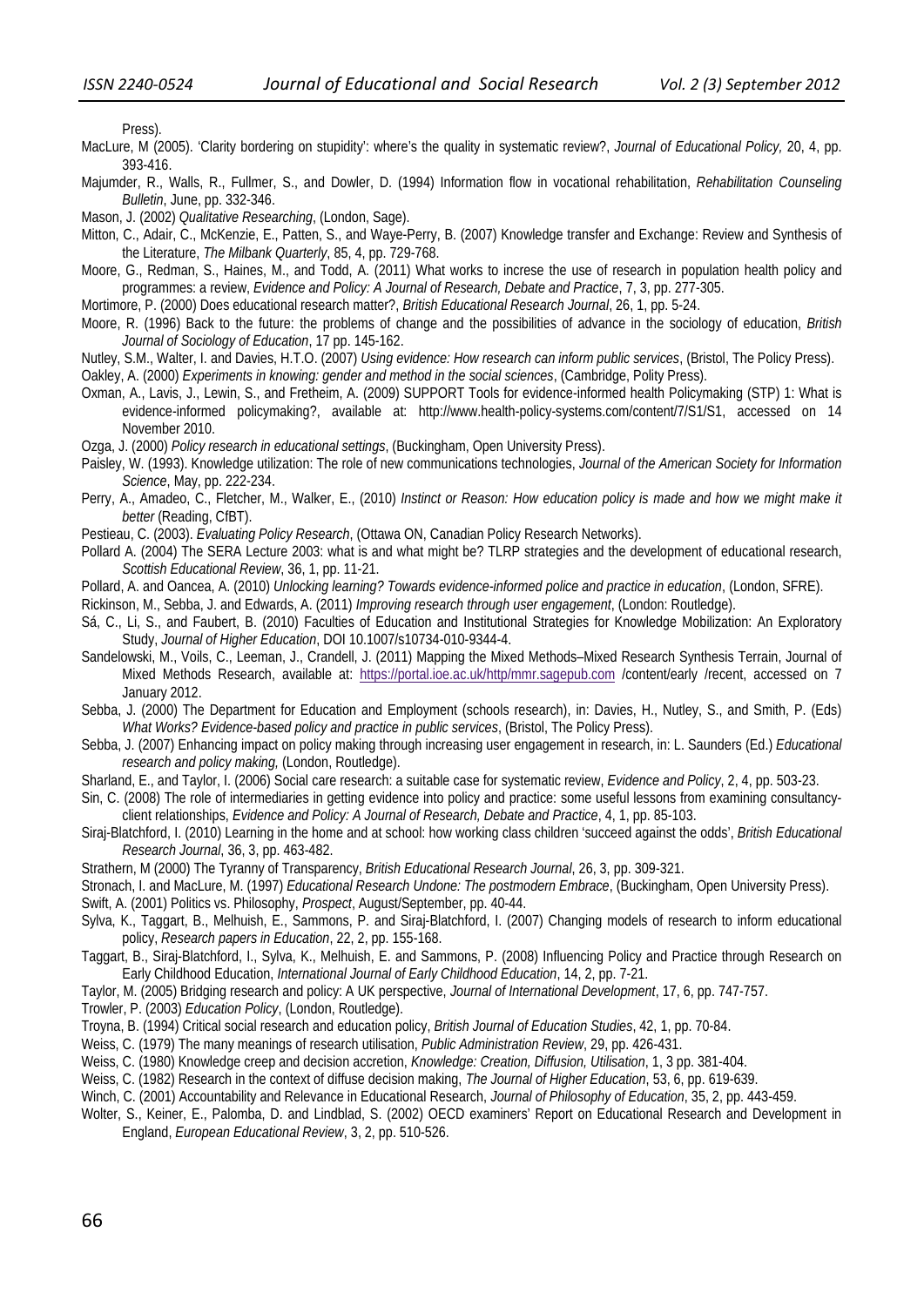Press).

MacLure, M (2005). 'Clarity bordering on stupidity': where's the quality in systematic review?, *Journal of Educational Policy,* 20, 4, pp. 393-416.

Majumder, R., Walls, R., Fullmer, S., and Dowler, D. (1994) Information flow in vocational rehabilitation, *Rehabilitation Counseling Bulletin*, June, pp. 332-346.

Mason, J. (2002) *Qualitative Researching*, (London, Sage).

Mitton, C., Adair, C., McKenzie, E., Patten, S., and Waye-Perry, B. (2007) Knowledge transfer and Exchange: Review and Synthesis of the Literature, *The Milbank Quarterly*, 85, 4, pp. 729-768.

Moore, G., Redman, S., Haines, M., and Todd, A. (2011) What works to increse the use of research in population health policy and programmes: a review, *Evidence and Policy: A Journal of Research, Debate and Practice*, 7, 3, pp. 277-305.

Mortimore, P. (2000) Does educational research matter?, *British Educational Research Journal*, 26, 1, pp. 5-24.

Moore, R. (1996) Back to the future: the problems of change and the possibilities of advance in the sociology of education, *British Journal of Sociology of Education*, 17 pp. 145-162.

Nutley, S.M., Walter, I. and Davies, H.T.O. (2007) *Using evidence: How research can inform public services*, (Bristol, The Policy Press).

Oakley, A. (2000) *Experiments in knowing: gender and method in the social sciences*, (Cambridge, Polity Press).

Oxman, A., Lavis, J., Lewin, S., and Fretheim, A. (2009) SUPPORT Tools for evidence-informed health Policymaking (STP) 1: What is evidence-informed policymaking?, available at: http://www.health-policy-systems.com/content/7/S1/S1, accessed on 14 November 2010.

Ozga, J. (2000) *Policy research in educational settings*, (Buckingham, Open University Press).

Paisley, W. (1993). Knowledge utilization: The role of new communications technologies, *Journal of the American Society for Information Science*, May, pp. 222-234.

Perry, A., Amadeo, C., Fletcher, M., Walker, E., (2010) *Instinct or Reason: How education policy is made and how we might make it better* (Reading, CfBT).

Pestieau, C. (2003). *Evaluating Policy Research*, (Ottawa ON, Canadian Policy Research Networks).

Pollard A. (2004) The SERA Lecture 2003: what is and what might be? TLRP strategies and the development of educational research, *Scottish Educational Review*, 36, 1, pp. 11-21.

Pollard, A. and Oancea, A. (2010) *Unlocking learning? Towards evidence-informed police and practice in education*, (London, SFRE).

Rickinson, M., Sebba, J. and Edwards, A. (2011) *Improving research through user engagement*, (London: Routledge).

Sá, C., Li, S., and Faubert, B. (2010) Faculties of Education and Institutional Strategies for Knowledge Mobilization: An Exploratory Study, *Journal of Higher Education*, DOI 10.1007/s10734-010-9344-4.

Sandelowski, M., Voils, C., Leeman, J., Crandell, J. (2011) Mapping the Mixed Methods–Mixed Research Synthesis Terrain, Journal of Mixed Methods Research, available at: https://portal.ioe.ac.uk/http/mmr.sagepub.com /content/early /recent, accessed on 7 January 2012.

Sebba, J. (2000) The Department for Education and Employment (schools research), in: Davies, H., Nutley, S., and Smith, P. (Eds) *What Works? Evidence-based policy and practice in public services*, (Bristol, The Policy Press).

Sebba, J. (2007) Enhancing impact on policy making through increasing user engagement in research, in: L. Saunders (Ed.) *Educational research and policy making,* (London, Routledge).

Sharland, E., and Taylor, I. (2006) Social care research: a suitable case for systematic review, *Evidence and Policy*, 2, 4, pp. 503-23.

Sin, C. (2008) The role of intermediaries in getting evidence into policy and practice: some useful lessons from examining consultancy-client relationships, *Evidence and Policy: A Journal of Research, Debate and Practice*, 4, 1, pp. 85-103.

Siraj-Blatchford, I. (2010) Learning in the home and at school: how working class children 'succeed against the odds', *British Educational Research Journal*, 36, 3, pp. 463-482.

Strathern, M (2000) The Tyranny of Transparency, *British Educational Research Journal*, 26, 3, pp. 309-321.

Stronach, I. and MacLure, M. (1997) *Educational Research Undone: The postmodern Embrace*, (Buckingham, Open University Press).

Swift, A. (2001) Politics vs. Philosophy, *Prospect*, August/September, pp. 40-44.

Sylva, K., Taggart, B., Melhuish, E., Sammons, P. and Siraj-Blatchford, I. (2007) Changing models of research to inform educational policy, *Research papers in Education*, 22, 2, pp. 155-168.

Taggart, B., Siraj-Blatchford, I., Sylva, K., Melhuish, E. and Sammons, P. (2008) Influencing Policy and Practice through Research on Early Childhood Education, *International Journal of Early Childhood Education*, 14, 2, pp. 7-21.

Taylor, M. (2005) Bridging research and policy: A UK perspective, *Journal of International Development*, 17, 6, pp. 747-757.

Trowler, P. (2003) *Education Policy*, (London, Routledge).

Troyna, B. (1994) Critical social research and education policy, *British Journal of Education Studies*, 42, 1, pp. 70-84.

Weiss, C. (1979) The many meanings of research utilisation, *Public Administration Review*, 29, pp. 426-431.

Weiss, C. (1980) Knowledge creep and decision accretion, *Knowledge: Creation, Diffusion, Utilisation*, 1, 3 pp. 381-404.

Weiss, C. (1982) Research in the context of diffuse decision making, *The Journal of Higher Education*, 53, 6, pp. 619-639.

Winch, C. (2001) Accountability and Relevance in Educational Research, *Journal of Philosophy of Education*, 35, 2, pp. 443-459.

Wolter, S., Keiner, E., Palomba, D. and Lindblad, S. (2002) OECD examiners' Report on Educational Research and Development in England, *European Educational Review*, 3, 2, pp. 510-526.